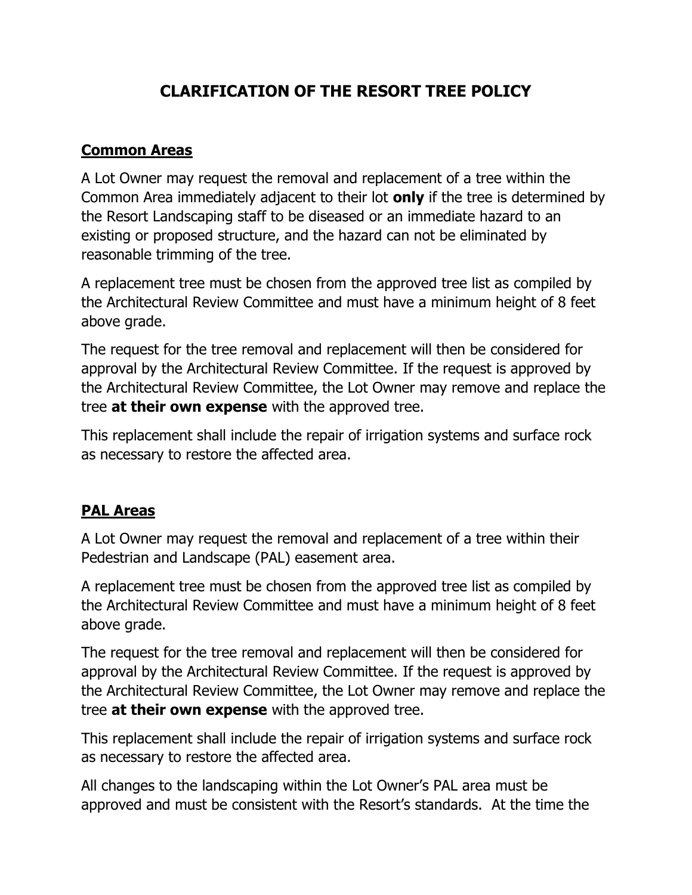# CLARIFICATION OF THE RESORT TREE POLICY

## Common Areas

A Lot Owner may request the removal and replacement of a tree within the Common Area immediately adjacent to their lot **only** if the tree is determined by the Resort Landscaping staff to be diseased or an immediate hazard to an existing or proposed structure, and the hazard can not be eliminated by reasonable trimming of the tree.

A replacement tree must be chosen from the approved tree list as compiled by the Architectural Review Committee and must have a minimum height of 8 feet above grade.

The request for the tree removal and replacement will then be considered for approval by the Architectural Review Committee. If the request is approved by the Architectural Review Committee, the Lot Owner may remove and replace the tree **at their own expense** with the approved tree.

This replacement shall include the repair of irrigation systems and surface rock as necessary to restore the affected area.

## PAL Areas

A Lot Owner may request the removal and replacement of a tree within their Pedestrian and Landscape (PAL) easement area.

A replacement tree must be chosen from the approved tree list as compiled by the Architectural Review Committee and must have a minimum height of 8 feet above grade.

The request for the tree removal and replacement will then be considered for approval by the Architectural Review Committee. If the request is approved by the Architectural Review Committee, the Lot Owner may remove and replace the tree **at their own expense** with the approved tree.

This replacement shall include the repair of irrigation systems and surface rock as necessary to restore the affected area.

All changes to the landscaping within the Lot Owner's PAL area must be approved and must be consistent with the Resort's standards. At the time the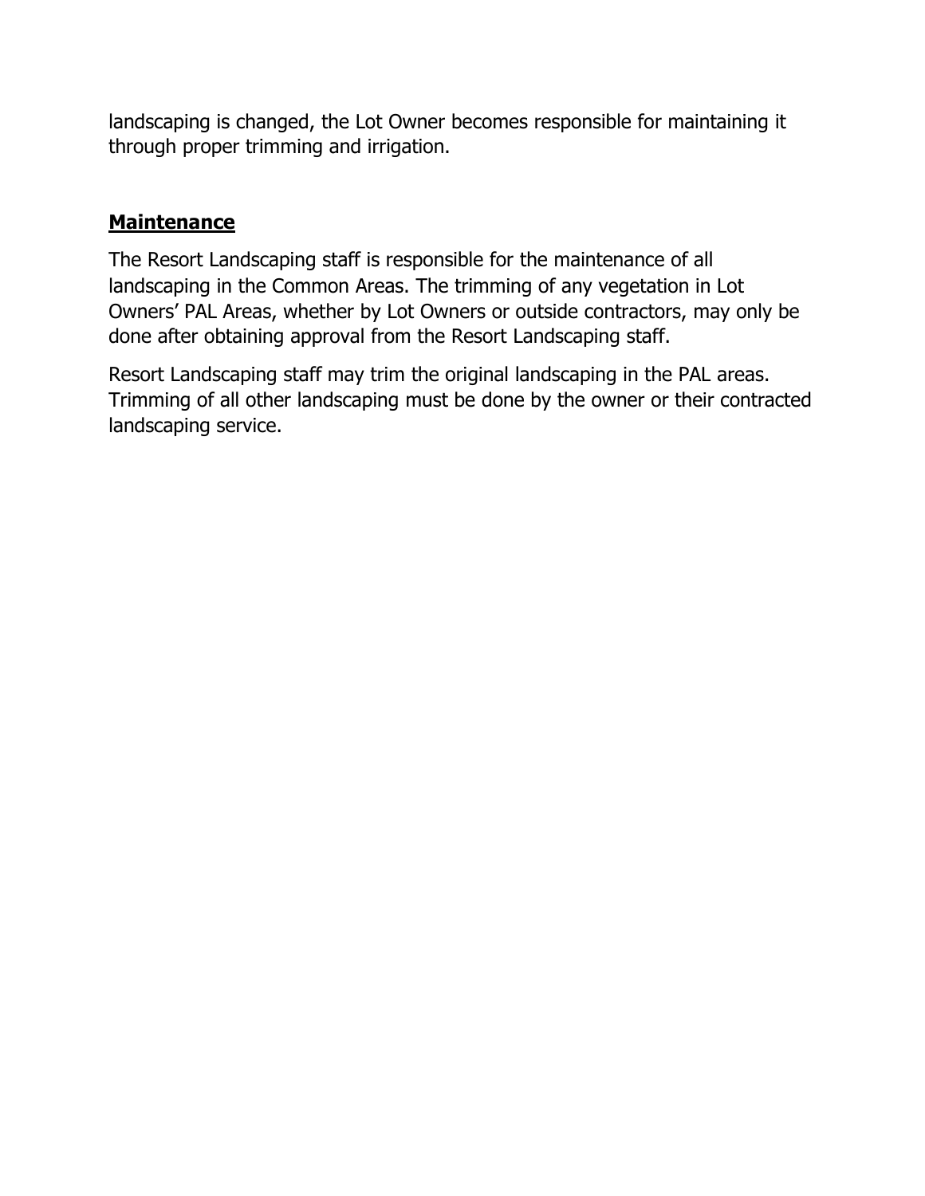landscaping is changed, the Lot Owner becomes responsible for maintaining it through proper trimming and irrigation.

## **Maintenance**

The Resort Landscaping staff is responsible for the maintenance of all landscaping in the Common Areas. The trimming of any vegetation in Lot Owners' PAL Areas, whether by Lot Owners or outside contractors, may only be done after obtaining approval from the Resort Landscaping staff.

Resort Landscaping staff may trim the original landscaping in the PAL areas. Trimming of all other landscaping must be done by the owner or their contracted landscaping service.